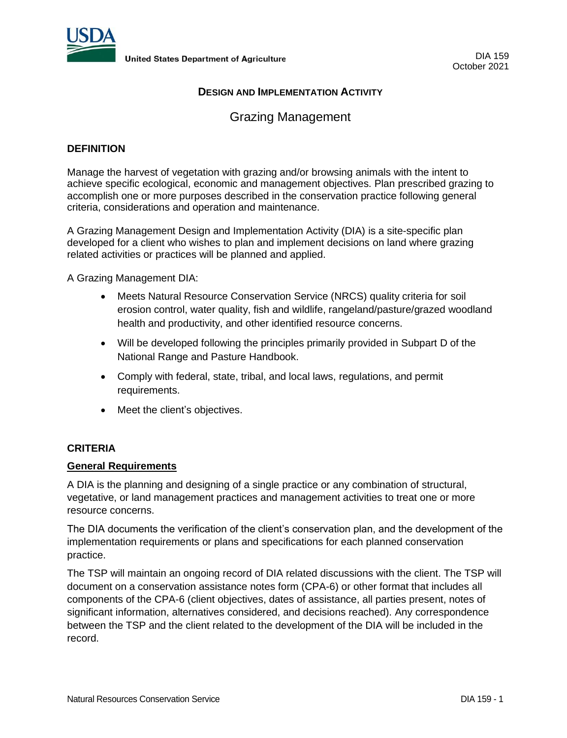United States Department of Agriculture

DIA 159
October 2021

## DESIGN AND IMPLEMENTATION ACTIVITY

# Grazing Management

### DEFINITION

Manage the harvest of vegetation with grazing and/or browsing animals with the intent to achieve specific ecological, economic and management objectives. Plan prescribed grazing to accomplish one or more purposes described in the conservation practice following general criteria, considerations and operation and maintenance.

A Grazing Management Design and Implementation Activity (DIA) is a site-specific plan developed for a client who wishes to plan and implement decisions on land where grazing related activities or practices will be planned and applied.

A Grazing Management DIA:

- Meets Natural Resource Conservation Service (NRCS) quality criteria for soil erosion control, water quality, fish and wildlife, rangeland/pasture/grazed woodland health and productivity, and other identified resource concerns.
- Will be developed following the principles primarily provided in Subpart D of the National Range and Pasture Handbook.
- Comply with federal, state, tribal, and local laws, regulations, and permit requirements.
- Meet the client's objectives.

### CRITERIA

#### General Requirements

A DIA is the planning and designing of a single practice or any combination of structural, vegetative, or land management practices and management activities to treat one or more resource concerns.

The DIA documents the verification of the client's conservation plan, and the development of the implementation requirements or plans and specifications for each planned conservation practice.

The TSP will maintain an ongoing record of DIA related discussions with the client. The TSP will document on a conservation assistance notes form (CPA-6) or other format that includes all components of the CPA-6 (client objectives, dates of assistance, all parties present, notes of significant information, alternatives considered, and decisions reached). Any correspondence between the TSP and the client related to the development of the DIA will be included in the record.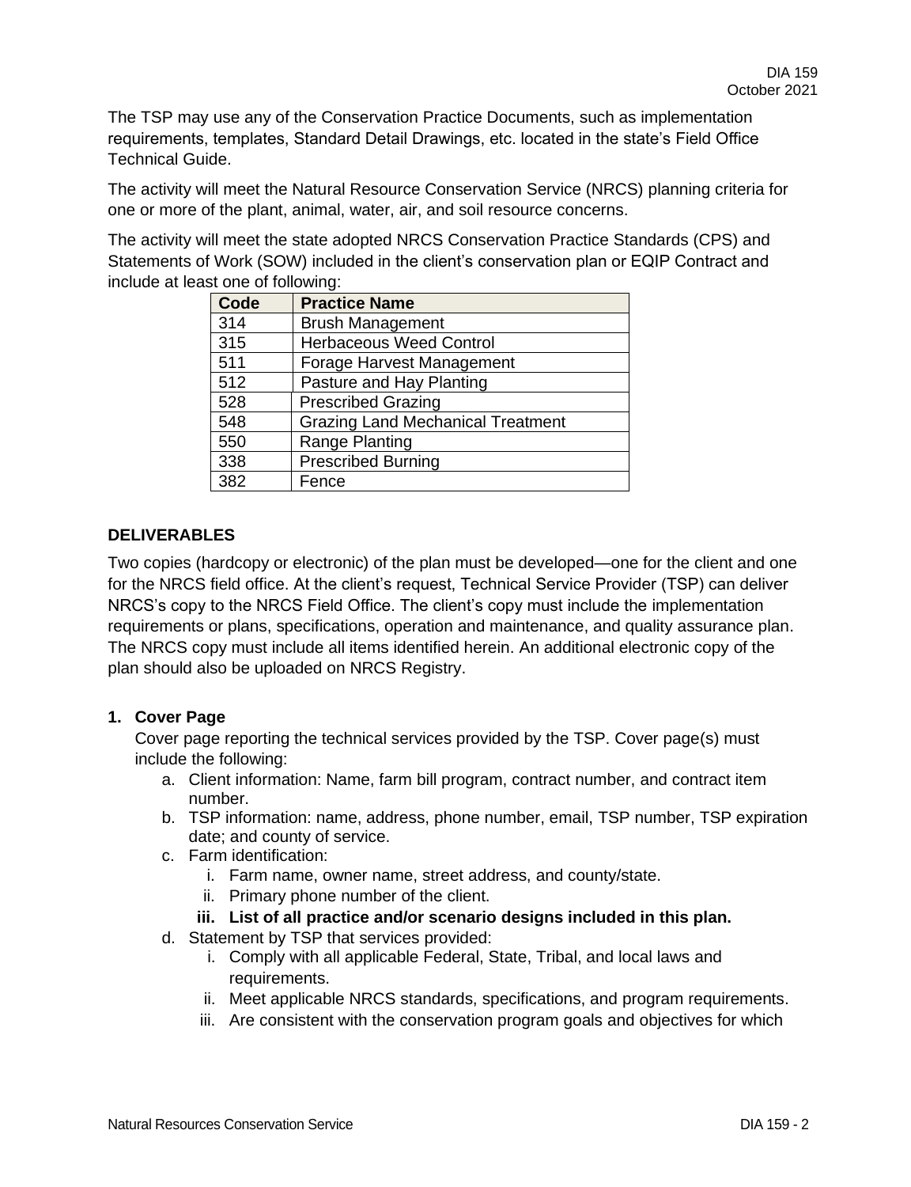The TSP may use any of the Conservation Practice Documents, such as implementation requirements, templates, Standard Detail Drawings, etc. located in the state's Field Office Technical Guide.

The activity will meet the Natural Resource Conservation Service (NRCS) planning criteria for one or more of the plant, animal, water, air, and soil resource concerns.

The activity will meet the state adopted NRCS Conservation Practice Standards (CPS) and Statements of Work (SOW) included in the client's conservation plan or EQIP Contract and include at least one of following:

| Code | Practice Name |
|---|---|
| 314 | Brush Management |
| 315 | Herbaceous Weed Control |
| 511 | Forage Harvest Management |
| 512 | Pasture and Hay Planting |
| 528 | Prescribed Grazing |
| 548 | Grazing Land Mechanical Treatment |
| 550 | Range Planting |
| 338 | Prescribed Burning |
| 382 | Fence |

## DELIVERABLES

Two copies (hardcopy or electronic) of the plan must be developed—one for the client and one for the NRCS field office. At the client's request, Technical Service Provider (TSP) can deliver NRCS's copy to the NRCS Field Office. The client's copy must include the implementation requirements or plans, specifications, operation and maintenance, and quality assurance plan. The NRCS copy must include all items identified herein. An additional electronic copy of the plan should also be uploaded on NRCS Registry.

### 1. Cover Page

Cover page reporting the technical services provided by the TSP. Cover page(s) must include the following:

a. Client information: Name, farm bill program, contract number, and contract item number.
b. TSP information: name, address, phone number, email, TSP number, TSP expiration date; and county of service.
c. Farm identification:
    i. Farm name, owner name, street address, and county/state.
    ii. Primary phone number of the client.
    iii. **List of all practice and/or scenario designs included in this plan.**
d. Statement by TSP that services provided:
    i. Comply with all applicable Federal, State, Tribal, and local laws and requirements.
    ii. Meet applicable NRCS standards, specifications, and program requirements.
    iii. Are consistent with the conservation program goals and objectives for which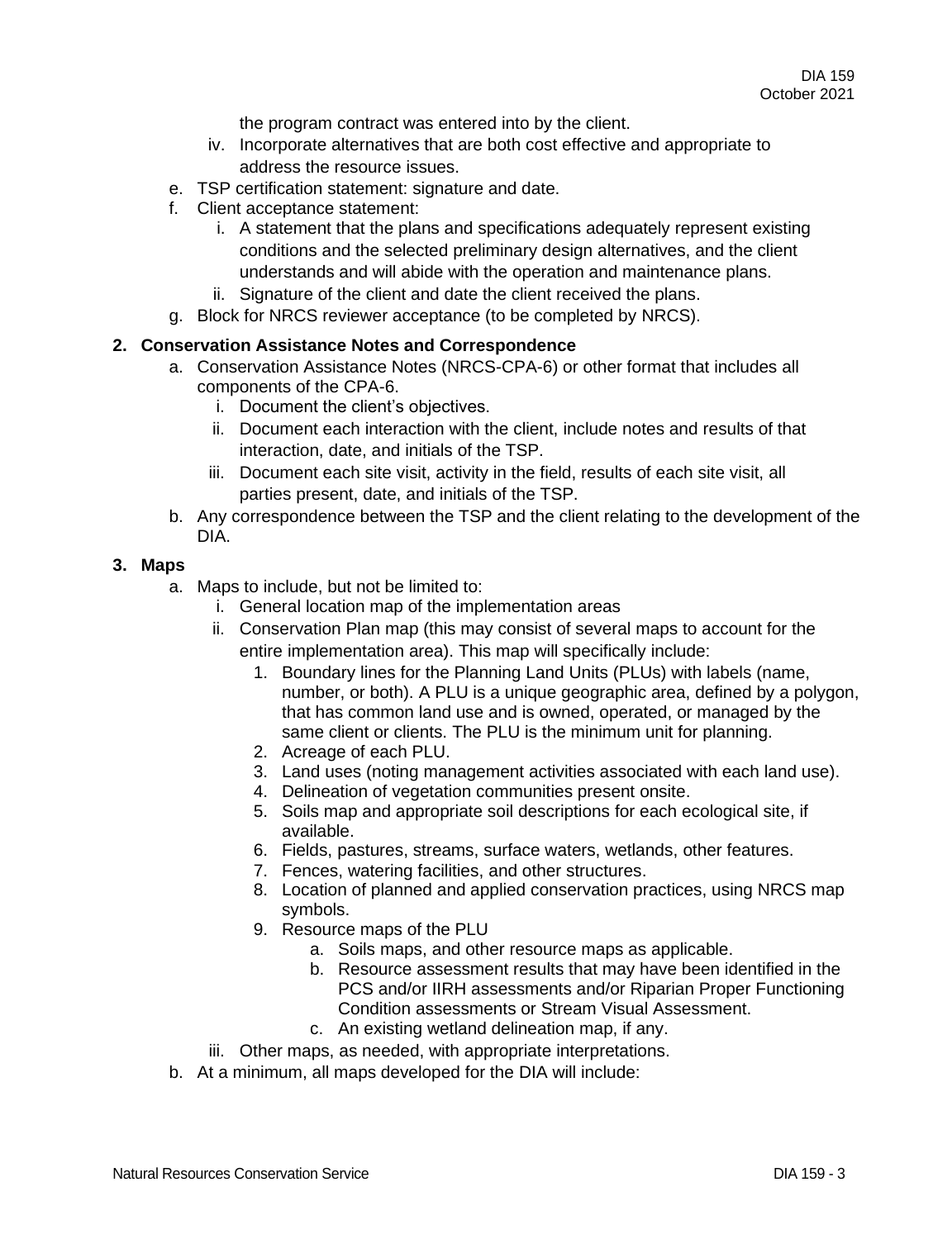the program contract was entered into by the client.

   iv. Incorporate alternatives that are both cost effective and appropriate to address the resource issues.

e. TSP certification statement: signature and date.
f. Client acceptance statement:
   i. A statement that the plans and specifications adequately represent existing conditions and the selected preliminary design alternatives, and the client understands and will abide with the operation and maintenance plans.
   ii. Signature of the client and date the client received the plans.
g. Block for NRCS reviewer acceptance (to be completed by NRCS).

**2. Conservation Assistance Notes and Correspondence**

a. Conservation Assistance Notes (NRCS-CPA-6) or other format that includes all components of the CPA-6.
   i. Document the client's objectives.
   ii. Document each interaction with the client, include notes and results of that interaction, date, and initials of the TSP.
   iii. Document each site visit, activity in the field, results of each site visit, all parties present, date, and initials of the TSP.
b. Any correspondence between the TSP and the client relating to the development of the DIA.

**3. Maps**

a. Maps to include, but not be limited to:
   i. General location map of the implementation areas
   ii. Conservation Plan map (this may consist of several maps to account for the entire implementation area). This map will specifically include:
      1. Boundary lines for the Planning Land Units (PLUs) with labels (name, number, or both). A PLU is a unique geographic area, defined by a polygon, that has common land use and is owned, operated, or managed by the same client or clients. The PLU is the minimum unit for planning.
      2. Acreage of each PLU.
      3. Land uses (noting management activities associated with each land use).
      4. Delineation of vegetation communities present onsite.
      5. Soils map and appropriate soil descriptions for each ecological site, if available.
      6. Fields, pastures, streams, surface waters, wetlands, other features.
      7. Fences, watering facilities, and other structures.
      8. Location of planned and applied conservation practices, using NRCS map symbols.
      9. Resource maps of the PLU
         a. Soils maps, and other resource maps as applicable.
         b. Resource assessment results that may have been identified in the PCS and/or IIRH assessments and/or Riparian Proper Functioning Condition assessments or Stream Visual Assessment.
         c. An existing wetland delineation map, if any.
   iii. Other maps, as needed, with appropriate interpretations.
b. At a minimum, all maps developed for the DIA will include: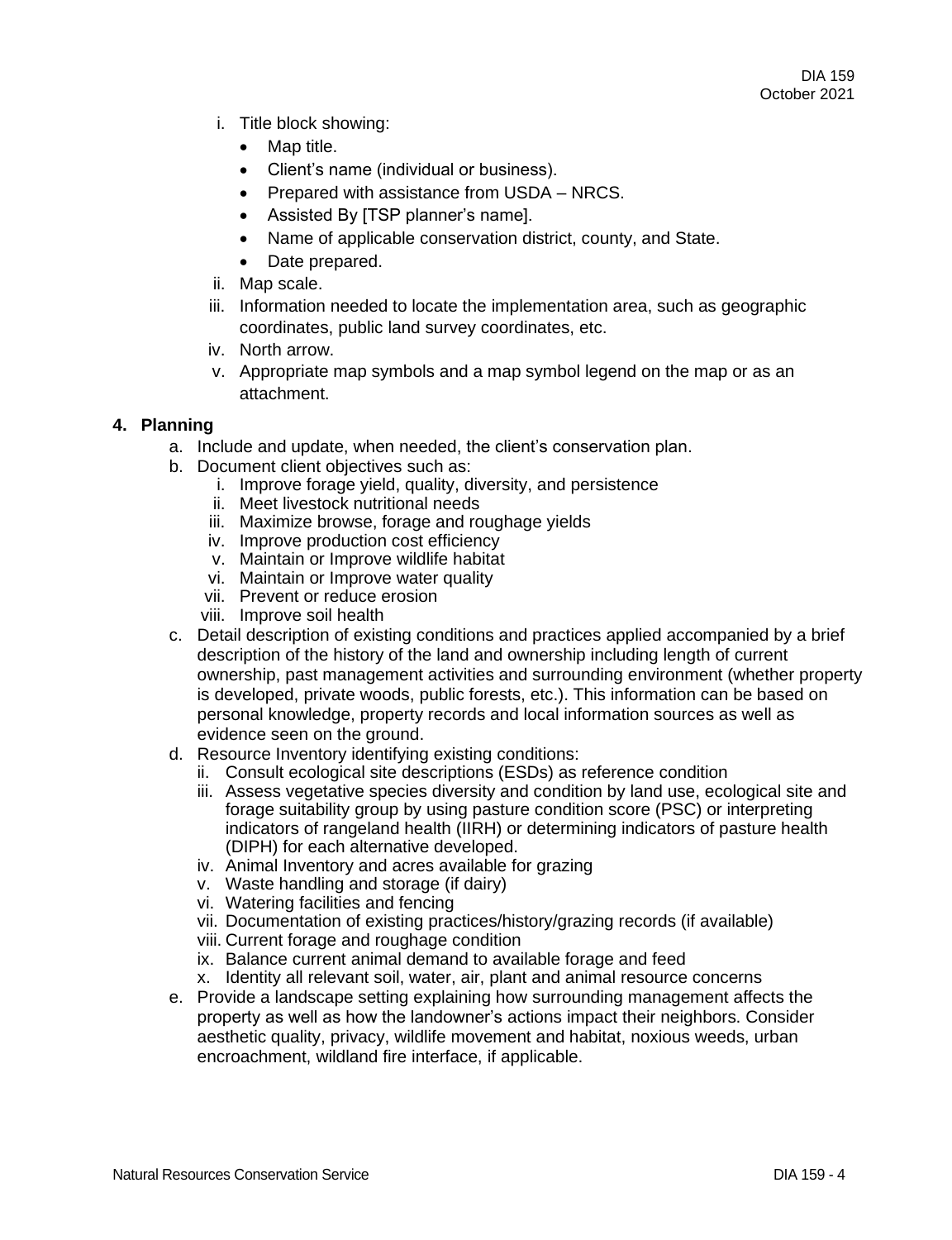i. Title block showing:
      - Map title.
      - Client's name (individual or business).
      - Prepared with assistance from USDA – NRCS.
      - Assisted By [TSP planner's name].
      - Name of applicable conservation district, county, and State.
      - Date prepared.
   ii. Map scale.
   iii. Information needed to locate the implementation area, such as geographic coordinates, public land survey coordinates, etc.
   iv. North arrow.
   v. Appropriate map symbols and a map symbol legend on the map or as an attachment.

**4. Planning**

a. Include and update, when needed, the client's conservation plan.

b. Document client objectives such as:
   i. Improve forage yield, quality, diversity, and persistence
   ii. Meet livestock nutritional needs
   iii. Maximize browse, forage and roughage yields
   iv. Improve production cost efficiency
   v. Maintain or Improve wildlife habitat
   vi. Maintain or Improve water quality
   vii. Prevent or reduce erosion
   viii. Improve soil health

c. Detail description of existing conditions and practices applied accompanied by a brief description of the history of the land and ownership including length of current ownership, past management activities and surrounding environment (whether property is developed, private woods, public forests, etc.). This information can be based on personal knowledge, property records and local information sources as well as evidence seen on the ground.

d. Resource Inventory identifying existing conditions:
   ii. Consult ecological site descriptions (ESDs) as reference condition
   iii. Assess vegetative species diversity and condition by land use, ecological site and forage suitability group by using pasture condition score (PSC) or interpreting indicators of rangeland health (IIRH) or determining indicators of pasture health (DIPH) for each alternative developed.
   iv. Animal Inventory and acres available for grazing
   v. Waste handling and storage (if dairy)
   vi. Watering facilities and fencing
   vii. Documentation of existing practices/history/grazing records (if available)
   viii. Current forage and roughage condition
   ix. Balance current animal demand to available forage and feed
   x. Identity all relevant soil, water, air, plant and animal resource concerns

e. Provide a landscape setting explaining how surrounding management affects the property as well as how the landowner's actions impact their neighbors. Consider aesthetic quality, privacy, wildlife movement and habitat, noxious weeds, urban encroachment, wildland fire interface, if applicable.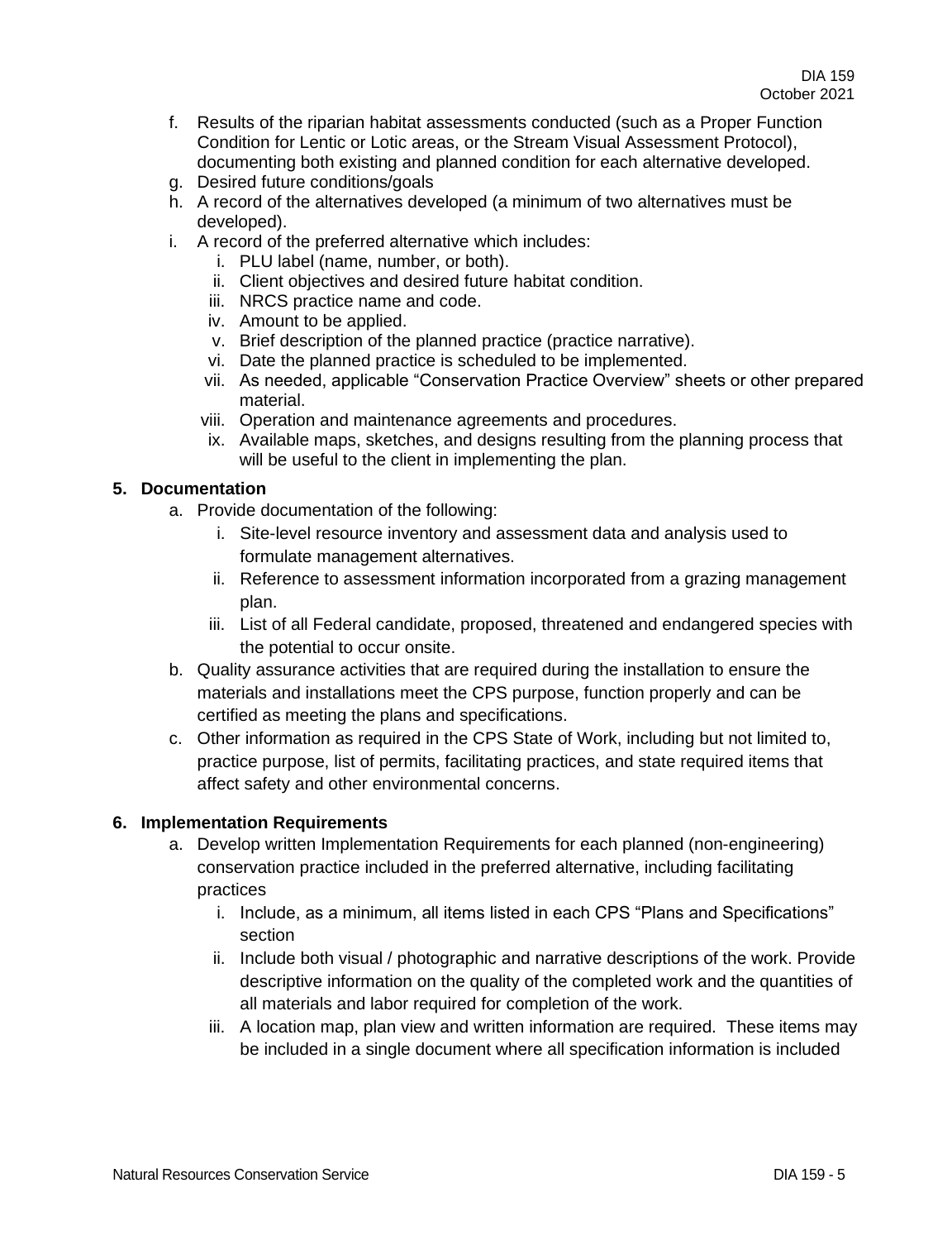f. Results of the riparian habitat assessments conducted (such as a Proper Function Condition for Lentic or Lotic areas, or the Stream Visual Assessment Protocol), documenting both existing and planned condition for each alternative developed.
g. Desired future conditions/goals
h. A record of the alternatives developed (a minimum of two alternatives must be developed).
i. A record of the preferred alternative which includes:
   i. PLU label (name, number, or both).
   ii. Client objectives and desired future habitat condition.
   iii. NRCS practice name and code.
   iv. Amount to be applied.
   v. Brief description of the planned practice (practice narrative).
   vi. Date the planned practice is scheduled to be implemented.
   vii. As needed, applicable "Conservation Practice Overview" sheets or other prepared material.
   viii. Operation and maintenance agreements and procedures.
   ix. Available maps, sketches, and designs resulting from the planning process that will be useful to the client in implementing the plan.

**5. Documentation**

a. Provide documentation of the following:
   i. Site-level resource inventory and assessment data and analysis used to formulate management alternatives.
   ii. Reference to assessment information incorporated from a grazing management plan.
   iii. List of all Federal candidate, proposed, threatened and endangered species with the potential to occur onsite.
b. Quality assurance activities that are required during the installation to ensure the materials and installations meet the CPS purpose, function properly and can be certified as meeting the plans and specifications.
c. Other information as required in the CPS State of Work, including but not limited to, practice purpose, list of permits, facilitating practices, and state required items that affect safety and other environmental concerns.

**6. Implementation Requirements**

a. Develop written Implementation Requirements for each planned (non-engineering) conservation practice included in the preferred alternative, including facilitating practices
   i. Include, as a minimum, all items listed in each CPS "Plans and Specifications" section
   ii. Include both visual / photographic and narrative descriptions of the work. Provide descriptive information on the quality of the completed work and the quantities of all materials and labor required for completion of the work.
   iii. A location map, plan view and written information are required. These items may be included in a single document where all specification information is included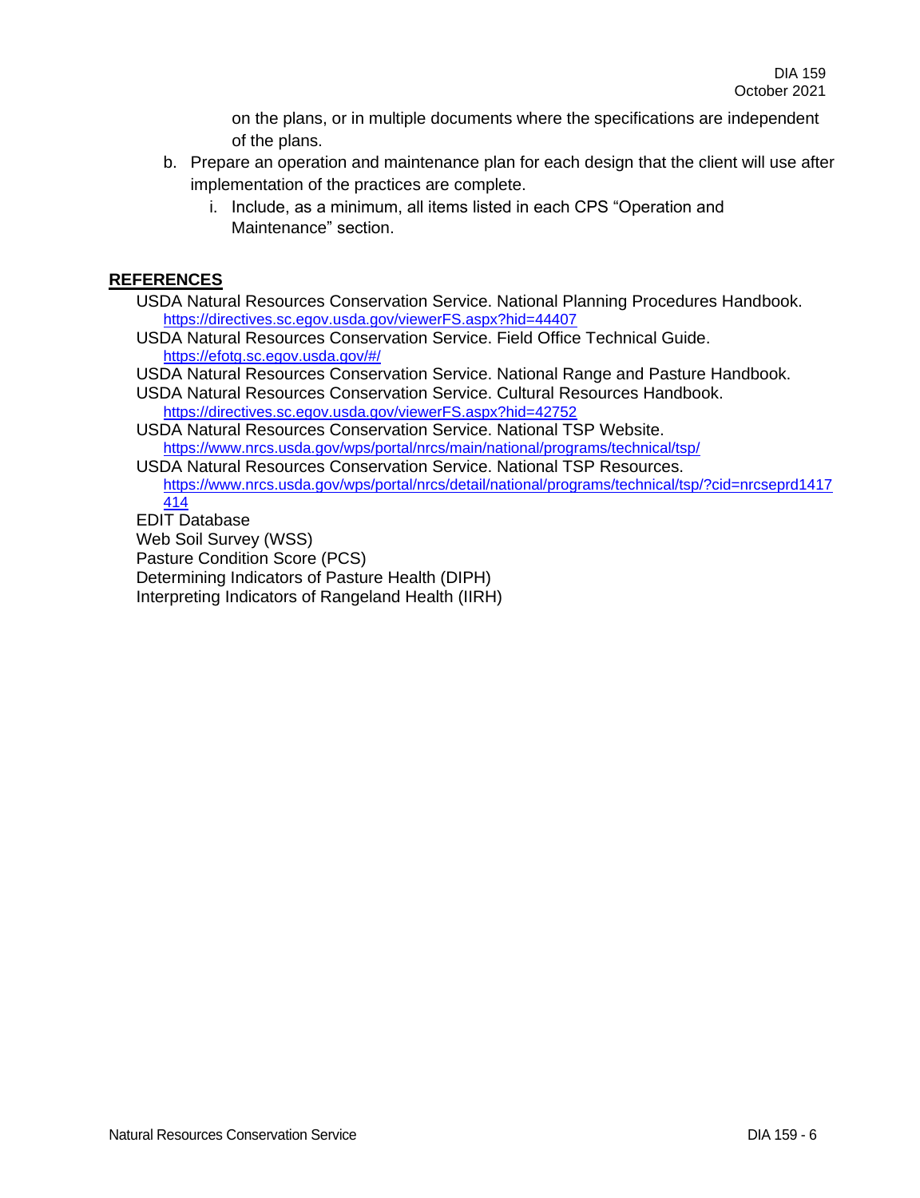on the plans, or in multiple documents where the specifications are independent of the plans.

b. Prepare an operation and maintenance plan for each design that the client will use after implementation of the practices are complete.
    i. Include, as a minimum, all items listed in each CPS "Operation and Maintenance" section.

## REFERENCES

USDA Natural Resources Conservation Service. National Planning Procedures Handbook. https://directives.sc.egov.usda.gov/viewerFS.aspx?hid=44407

USDA Natural Resources Conservation Service. Field Office Technical Guide. https://efotg.sc.egov.usda.gov/#/

USDA Natural Resources Conservation Service. National Range and Pasture Handbook.

USDA Natural Resources Conservation Service. Cultural Resources Handbook. https://directives.sc.egov.usda.gov/viewerFS.aspx?hid=42752

USDA Natural Resources Conservation Service. National TSP Website. https://www.nrcs.usda.gov/wps/portal/nrcs/main/national/programs/technical/tsp/

USDA Natural Resources Conservation Service. National TSP Resources. https://www.nrcs.usda.gov/wps/portal/nrcs/detail/national/programs/technical/tsp/?cid=nrcseprd1417414

EDIT Database

Web Soil Survey (WSS)

Pasture Condition Score (PCS)

Determining Indicators of Pasture Health (DIPH)

Interpreting Indicators of Rangeland Health (IIRH)